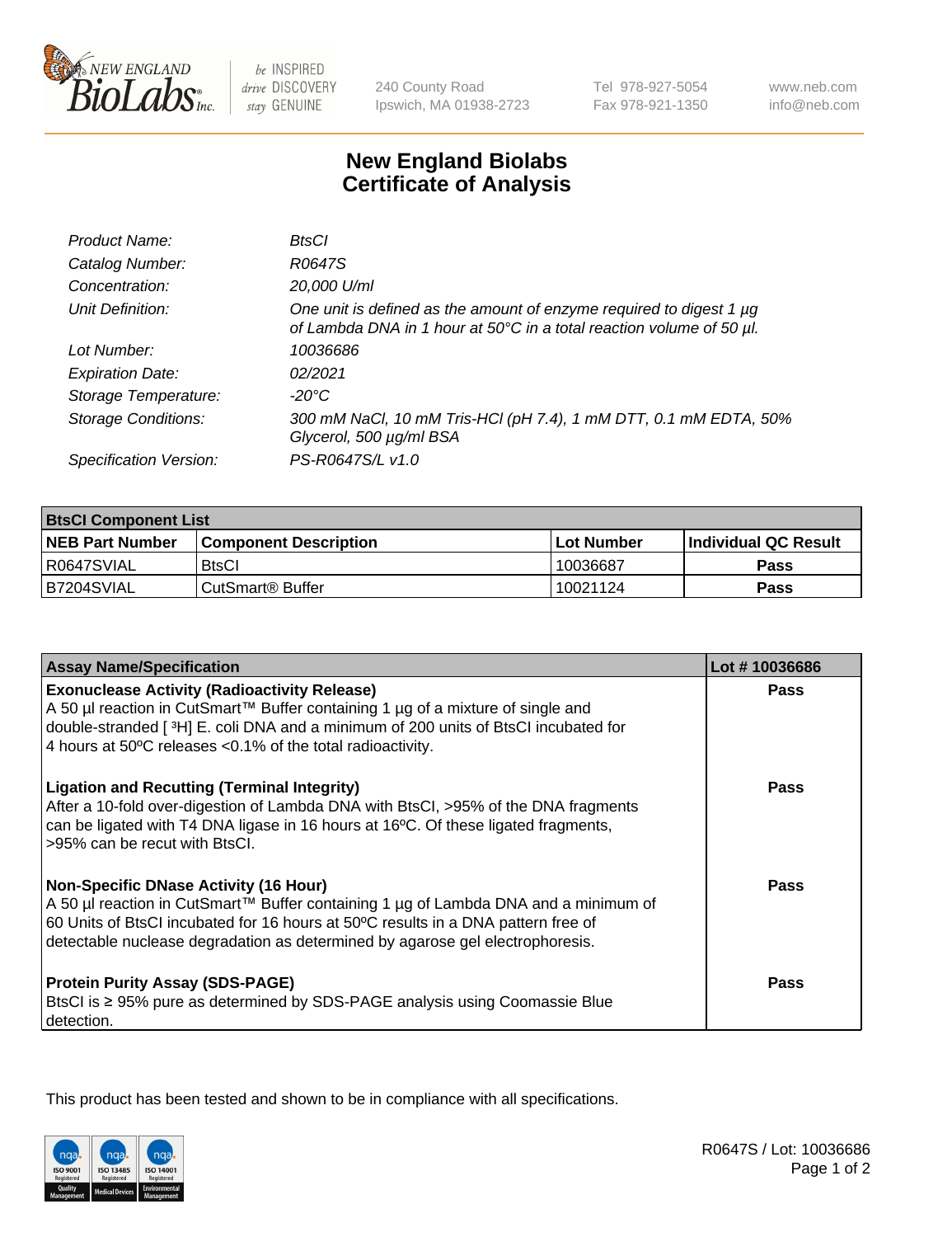New England BioLabs Inc. — be INSPIRED drive DISCOVERY stay GENUINE

240 County Road
Ipswich, MA 01938-2723

Tel 978-927-5054
Fax 978-921-1350

www.neb.com
info@neb.com

# New England Biolabs Certificate of Analysis

| | |
|---|---|
| *Product Name:* | *BtsCI* |
| *Catalog Number:* | *R0647S* |
| *Concentration:* | *20,000 U/ml* |
| *Unit Definition:* | *One unit is defined as the amount of enzyme required to digest 1 µg of Lambda DNA in 1 hour at 50°C in a total reaction volume of 50 µl.* |
| *Lot Number:* | *10036686* |
| *Expiration Date:* | *02/2021* |
| *Storage Temperature:* | *-20°C* |
| *Storage Conditions:* | *300 mM NaCl, 10 mM Tris-HCl (pH 7.4), 1 mM DTT, 0.1 mM EDTA, 50% Glycerol, 500 µg/ml BSA* |
| *Specification Version:* | *PS-R0647S/L v1.0* |

| **BtsCI Component List** | | | |
|---|---|---|---|
| **NEB Part Number** | **Component Description** | **Lot Number** | **Individual QC Result** |
| R0647SVIAL | BtsCI | 10036687 | **Pass** |
| B7204SVIAL | CutSmart® Buffer | 10021124 | **Pass** |

| **Assay Name/Specification** | **Lot # 10036686** |
|---|---|
| **Exonuclease Activity (Radioactivity Release)** A 50 µl reaction in CutSmart™ Buffer containing 1 µg of a mixture of single and double-stranded [ $^3$H] E. coli DNA and a minimum of 200 units of BtsCI incubated for 4 hours at 50ºC releases <0.1% of the total radioactivity. | **Pass** |
| **Ligation and Recutting (Terminal Integrity)** After a 10-fold over-digestion of Lambda DNA with BtsCI, >95% of the DNA fragments can be ligated with T4 DNA ligase in 16 hours at 16ºC. Of these ligated fragments, >95% can be recut with BtsCI. | **Pass** |
| **Non-Specific DNase Activity (16 Hour)** A 50 µl reaction in CutSmart™ Buffer containing 1 µg of Lambda DNA and a minimum of 60 Units of BtsCI incubated for 16 hours at 50ºC results in a DNA pattern free of detectable nuclease degradation as determined by agarose gel electrophoresis. | **Pass** |
| **Protein Purity Assay (SDS-PAGE)** BtsCI is ≥ 95% pure as determined by SDS-PAGE analysis using Coomassie Blue detection. | **Pass** |

This product has been tested and shown to be in compliance with all specifications.

R0647S / Lot: 10036686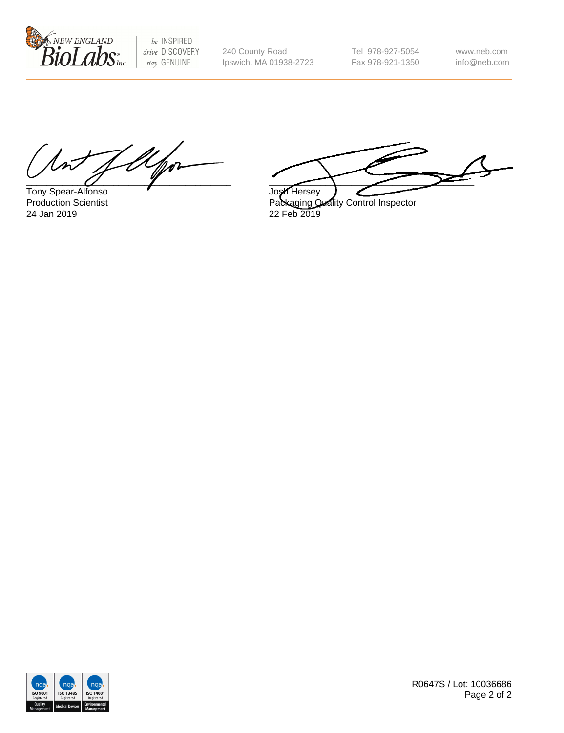NEW ENGLAND BioLabs Inc.

be INSPIRED
drive DISCOVERY
stay GENUINE

240 County Road
Ipswich, MA 01938-2723

Tel 978-927-5054
Fax 978-921-1350

www.neb.com
info@neb.com

Tony Spear-Alfonso
Production Scientist
24 Jan 2019

Josh Hersey
Packaging Quality Control Inspector
22 Feb 2019

R0647S / Lot: 10036686